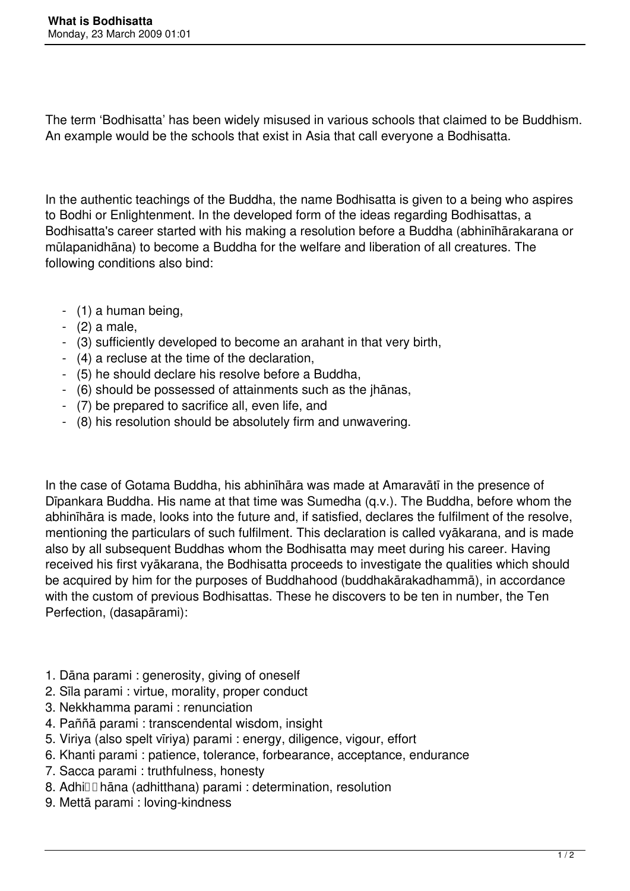# What is Bodhisatta

Monday, 23 March 2009 01:01

The term 'Bodhisatta' has been widely misused in various schools that claimed to be Buddhism. An example would be the schools that exist in Asia that call everyone a Bodhisatta.

In the authentic teachings of the Buddha, the name Bodhisatta is given to a being who aspires to Bodhi or Enlightenment. In the developed form of the ideas regarding Bodhisattas, a Bodhisatta's career started with his making a resolution before a Buddha (abhinīhārakarana or mūlapanidhāna) to become a Buddha for the welfare and liberation of all creatures. The following conditions also bind:

- (1) a human being,
- (2) a male,
- (3) sufficiently developed to become an arahant in that very birth,
- (4) a recluse at the time of the declaration,
- (5) he should declare his resolve before a Buddha,
- (6) should be possessed of attainments such as the jhānas,
- (7) be prepared to sacrifice all, even life, and
- (8) his resolution should be absolutely firm and unwavering.

In the case of Gotama Buddha, his abhinīhāra was made at Amaravātī in the presence of Dīpankara Buddha. His name at that time was Sumedha (q.v.). The Buddha, before whom the abhinīhāra is made, looks into the future and, if satisfied, declares the fulfilment of the resolve, mentioning the particulars of such fulfilment. This declaration is called vyākarana, and is made also by all subsequent Buddhas whom the Bodhisatta may meet during his career. Having received his first vyākarana, the Bodhisatta proceeds to investigate the qualities which should be acquired by him for the purposes of Buddhahood (buddhakārakadhammā), in accordance with the custom of previous Bodhisattas. These he discovers to be ten in number, the Ten Perfection, (dasapārami):

1. Dāna parami : generosity, giving of oneself
2. Sīla parami : virtue, morality, proper conduct
3. Nekkhamma parami : renunciation
4. Paññā parami : transcendental wisdom, insight
5. Viriya (also spelt vīriya) parami : energy, diligence, vigour, effort
6. Khanti parami : patience, tolerance, forbearance, acceptance, endurance
7. Sacca parami : truthfulness, honesty
8. Adhiṭṭhāna (adhitthana) parami : determination, resolution
9. Mettā parami : loving-kindness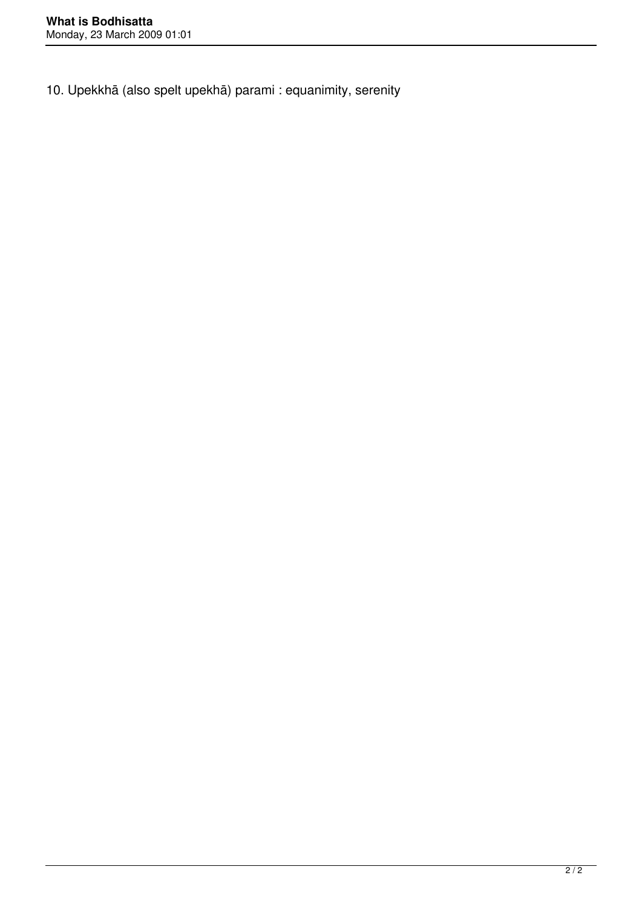10. Upekkhā (also spelt upekhā) parami : equanimity, serenity